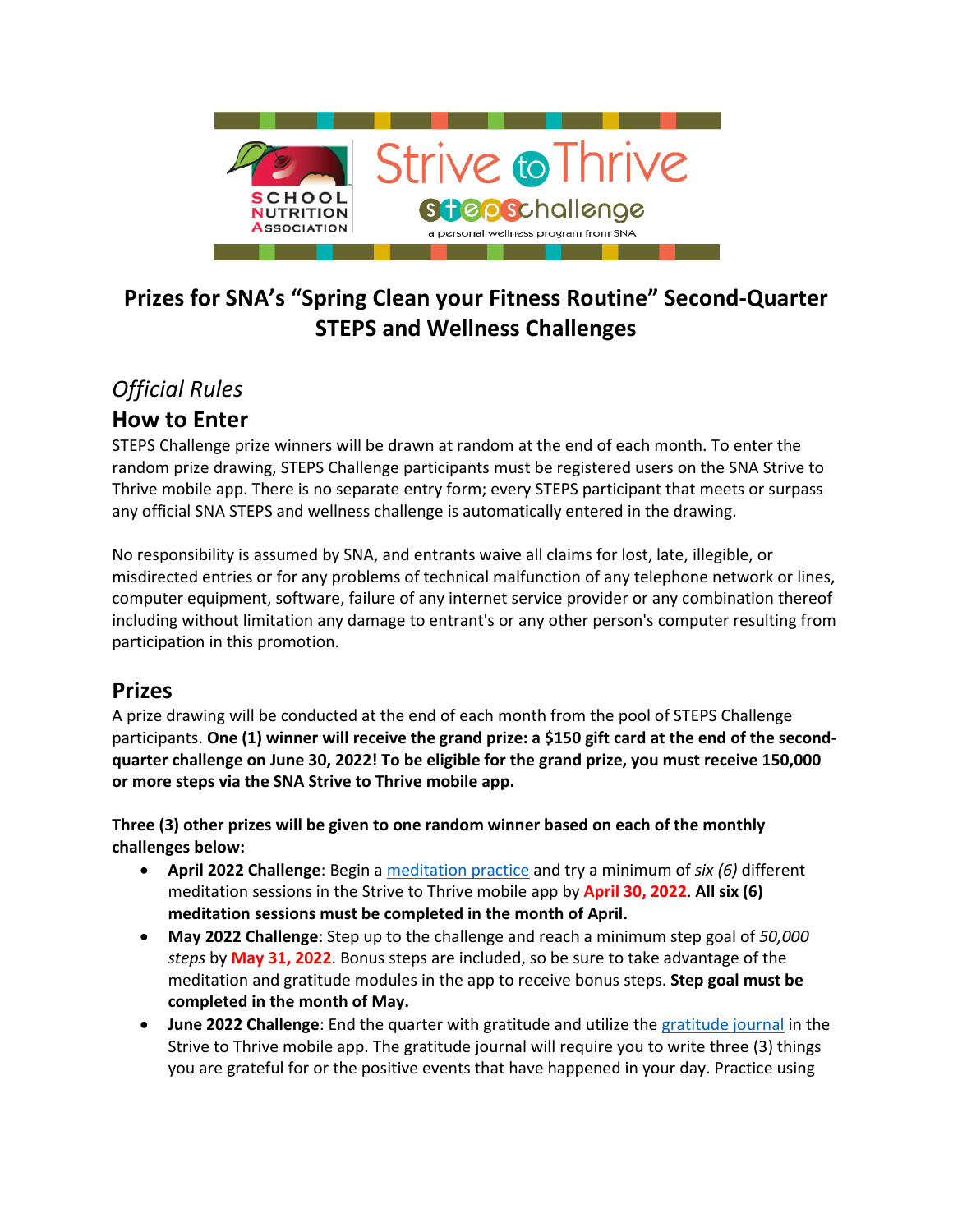# Prizes for SNA's "Spring Clean your Fitness Routine" Second-Quarter STEPS and Wellness Challenges

## *Official Rules*

## How to Enter

STEPS Challenge prize winners will be drawn at random at the end of each month. To enter the random prize drawing, STEPS Challenge participants must be registered users on the SNA Strive to Thrive mobile app. There is no separate entry form; every STEPS participant that meets or surpass any official SNA STEPS and wellness challenge is automatically entered in the drawing.

No responsibility is assumed by SNA, and entrants waive all claims for lost, late, illegible, or misdirected entries or for any problems of technical malfunction of any telephone network or lines, computer equipment, software, failure of any internet service provider or any combination thereof including without limitation any damage to entrant's or any other person's computer resulting from participation in this promotion.

## Prizes

A prize drawing will be conducted at the end of each month from the pool of STEPS Challenge participants. **One (1) winner will receive the grand prize: a $150 gift card at the end of the second-quarter challenge on June 30, 2022! To be eligible for the grand prize, you must receive 150,000 or more steps via the SNA Strive to Thrive mobile app.**

**Three (3) other prizes will be given to one random winner based on each of the monthly challenges below:**

- **April 2022 Challenge**: Begin a meditation practice and try a minimum of *six (6)* different meditation sessions in the Strive to Thrive mobile app by **April 30, 2022**. **All six (6) meditation sessions must be completed in the month of April.**
- **May 2022 Challenge**: Step up to the challenge and reach a minimum step goal of *50,000 steps* by **May 31, 2022**. Bonus steps are included, so be sure to take advantage of the meditation and gratitude modules in the app to receive bonus steps. **Step goal must be completed in the month of May.**
- **June 2022 Challenge**: End the quarter with gratitude and utilize the gratitude journal in the Strive to Thrive mobile app. The gratitude journal will require you to write three (3) things you are grateful for or the positive events that have happened in your day. Practice using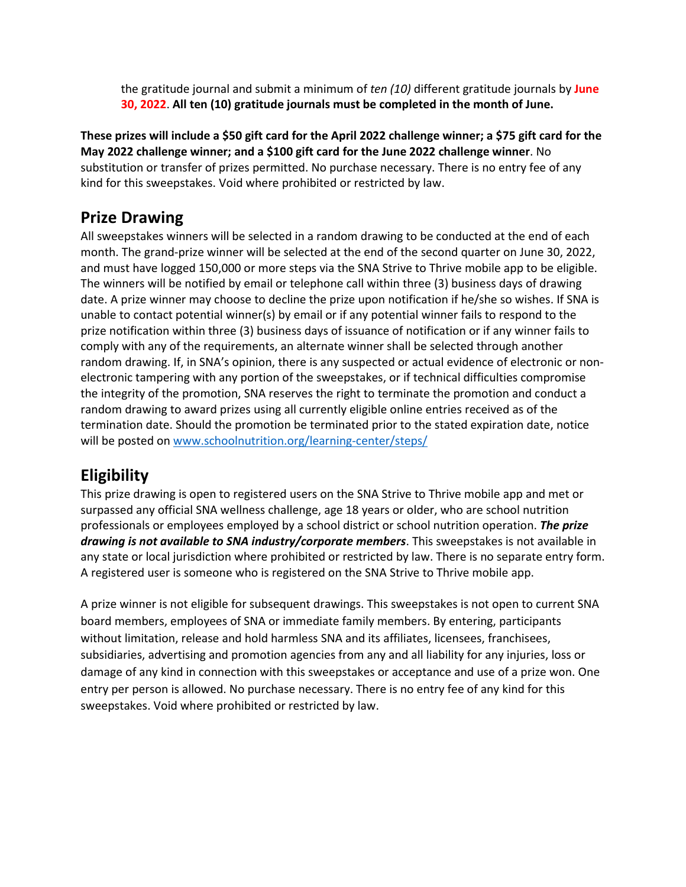the gratitude journal and submit a minimum of *ten (10)* different gratitude journals by **June 30, 2022**. **All ten (10) gratitude journals must be completed in the month of June.**

**These prizes will include a $50 gift card for the April 2022 challenge winner; a $75 gift card for the May 2022 challenge winner; and a $100 gift card for the June 2022 challenge winner**. No substitution or transfer of prizes permitted. No purchase necessary. There is no entry fee of any kind for this sweepstakes. Void where prohibited or restricted by law.

## Prize Drawing

All sweepstakes winners will be selected in a random drawing to be conducted at the end of each month. The grand-prize winner will be selected at the end of the second quarter on June 30, 2022, and must have logged 150,000 or more steps via the SNA Strive to Thrive mobile app to be eligible. The winners will be notified by email or telephone call within three (3) business days of drawing date. A prize winner may choose to decline the prize upon notification if he/she so wishes. If SNA is unable to contact potential winner(s) by email or if any potential winner fails to respond to the prize notification within three (3) business days of issuance of notification or if any winner fails to comply with any of the requirements, an alternate winner shall be selected through another random drawing. If, in SNA's opinion, there is any suspected or actual evidence of electronic or non-electronic tampering with any portion of the sweepstakes, or if technical difficulties compromise the integrity of the promotion, SNA reserves the right to terminate the promotion and conduct a random drawing to award prizes using all currently eligible online entries received as of the termination date. Should the promotion be terminated prior to the stated expiration date, notice will be posted on [www.schoolnutrition.org/learning-center/steps/](www.schoolnutrition.org/learning-center/steps/)

## Eligibility

This prize drawing is open to registered users on the SNA Strive to Thrive mobile app and met or surpassed any official SNA wellness challenge, age 18 years or older, who are school nutrition professionals or employees employed by a school district or school nutrition operation. ***The prize drawing is not available to SNA industry/corporate members***. This sweepstakes is not available in any state or local jurisdiction where prohibited or restricted by law. There is no separate entry form. A registered user is someone who is registered on the SNA Strive to Thrive mobile app.

A prize winner is not eligible for subsequent drawings. This sweepstakes is not open to current SNA board members, employees of SNA or immediate family members. By entering, participants without limitation, release and hold harmless SNA and its affiliates, licensees, franchisees, subsidiaries, advertising and promotion agencies from any and all liability for any injuries, loss or damage of any kind in connection with this sweepstakes or acceptance and use of a prize won. One entry per person is allowed. No purchase necessary. There is no entry fee of any kind for this sweepstakes. Void where prohibited or restricted by law.